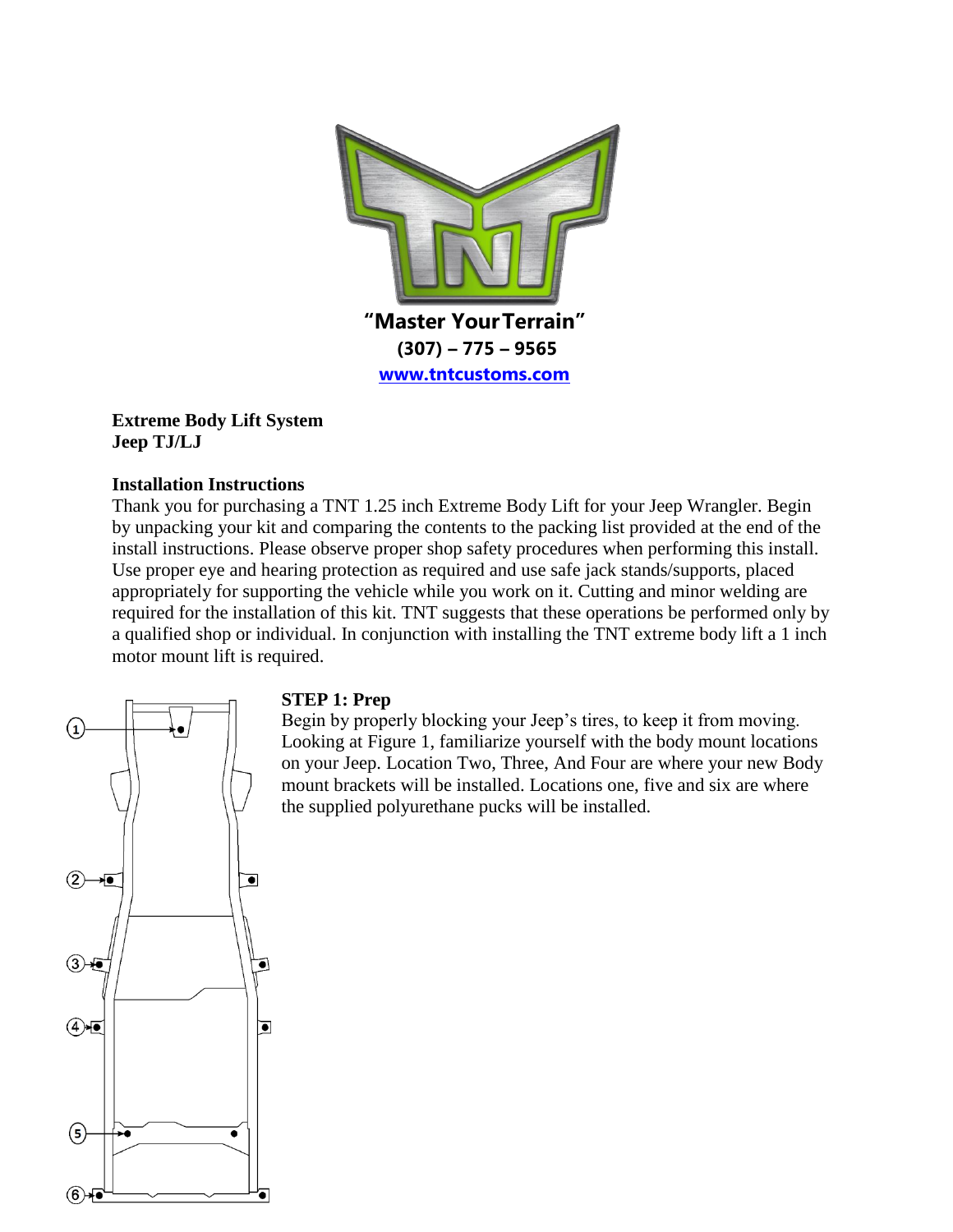"Master Your Terrain"

(307) – 775 – 9565

[www.tntcustoms.com](http://www.tntcustoms.com)

**Extreme Body Lift System**
**Jeep TJ/LJ**

**Installation Instructions**

Thank you for purchasing a TNT 1.25 inch Extreme Body Lift for your Jeep Wrangler. Begin by unpacking your kit and comparing the contents to the packing list provided at the end of the install instructions. Please observe proper shop safety procedures when performing this install. Use proper eye and hearing protection as required and use safe jack stands/supports, placed appropriately for supporting the vehicle while you work on it. Cutting and minor welding are required for the installation of this kit. TNT suggests that these operations be performed only by a qualified shop or individual. In conjunction with installing the TNT extreme body lift a 1 inch motor mount lift is required.

**STEP 1: Prep**

Begin by properly blocking your Jeep's tires, to keep it from moving. Looking at Figure 1, familiarize yourself with the body mount locations on your Jeep. Location Two, Three, And Four are where your new Body mount brackets will be installed. Locations one, five and six are where the supplied polyurethane pucks will be installed.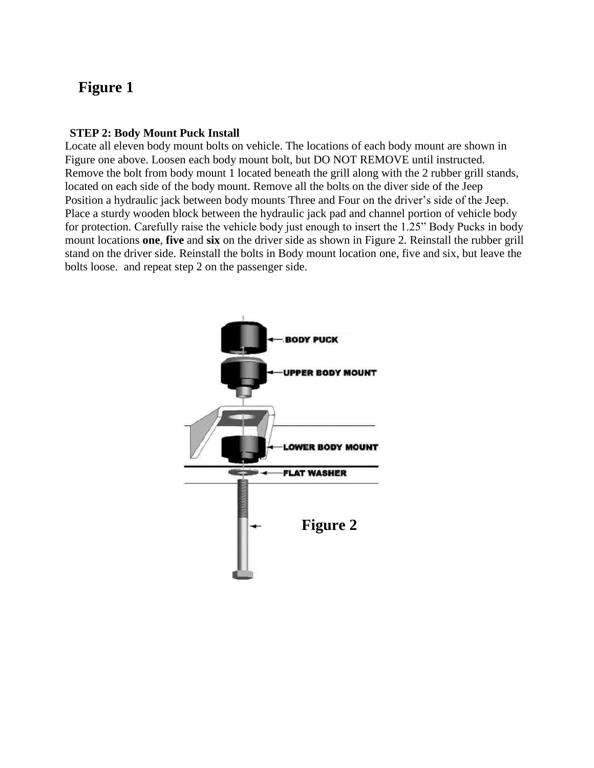**Figure 1**

**STEP 2: Body Mount Puck Install**

Locate all eleven body mount bolts on vehicle. The locations of each body mount are shown in Figure one above. Loosen each body mount bolt, but DO NOT REMOVE until instructed. Remove the bolt from body mount 1 located beneath the grill along with the 2 rubber grill stands, located on each side of the body mount. Remove all the bolts on the diver side of the Jeep Position a hydraulic jack between body mounts Three and Four on the driver's side of the Jeep. Place a sturdy wooden block between the hydraulic jack pad and channel portion of vehicle body for protection. Carefully raise the vehicle body just enough to insert the 1.25" Body Pucks in body mount locations **one**, **five** and **six** on the driver side as shown in Figure 2. Reinstall the rubber grill stand on the driver side. Reinstall the bolts in Body mount location one, five and six, but leave the bolts loose. and repeat step 2 on the passenger side.

BODY PUCK

UPPER BODY MOUNT

LOWER BODY MOUNT

FLAT WASHER

**Figure 2**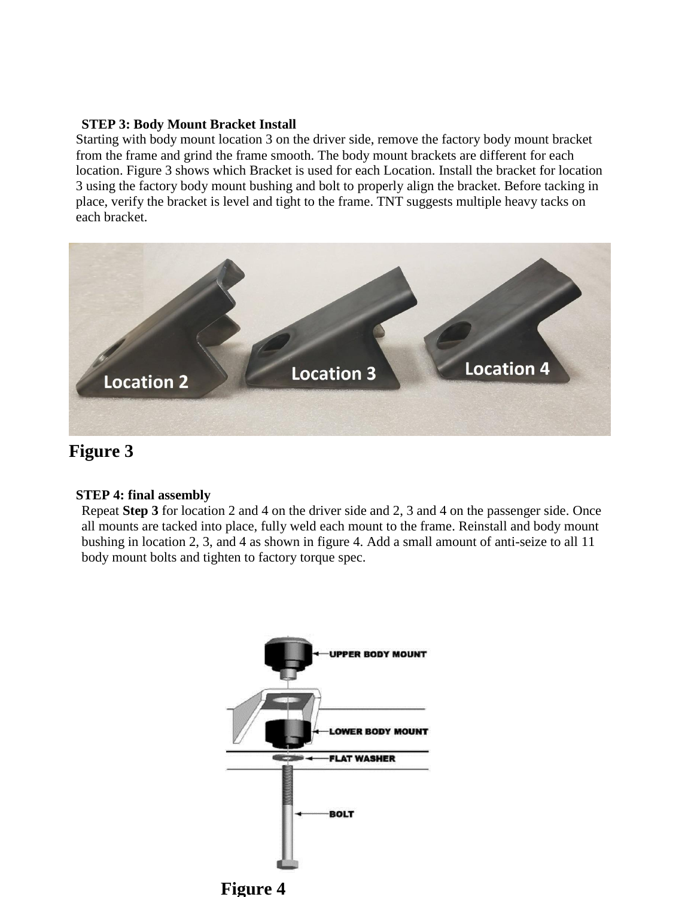### STEP 3: Body Mount Bracket Install

Starting with body mount location 3 on the driver side, remove the factory body mount bracket from the frame and grind the frame smooth. The body mount brackets are different for each location. Figure 3 shows which Bracket is used for each Location. Install the bracket for location 3 using the factory body mount bushing and bolt to properly align the bracket. Before tacking in place, verify the bracket is level and tight to the frame. TNT suggests multiple heavy tacks on each bracket.

**Figure 3**

### STEP 4: final assembly

Repeat **Step 3** for location 2 and 4 on the driver side and 2, 3 and 4 on the passenger side. Once all mounts are tacked into place, fully weld each mount to the frame. Reinstall and body mount bushing in location 2, 3, and 4 as shown in figure 4. Add a small amount of anti-seize to all 11 body mount bolts and tighten to factory torque spec.

**Figure 4**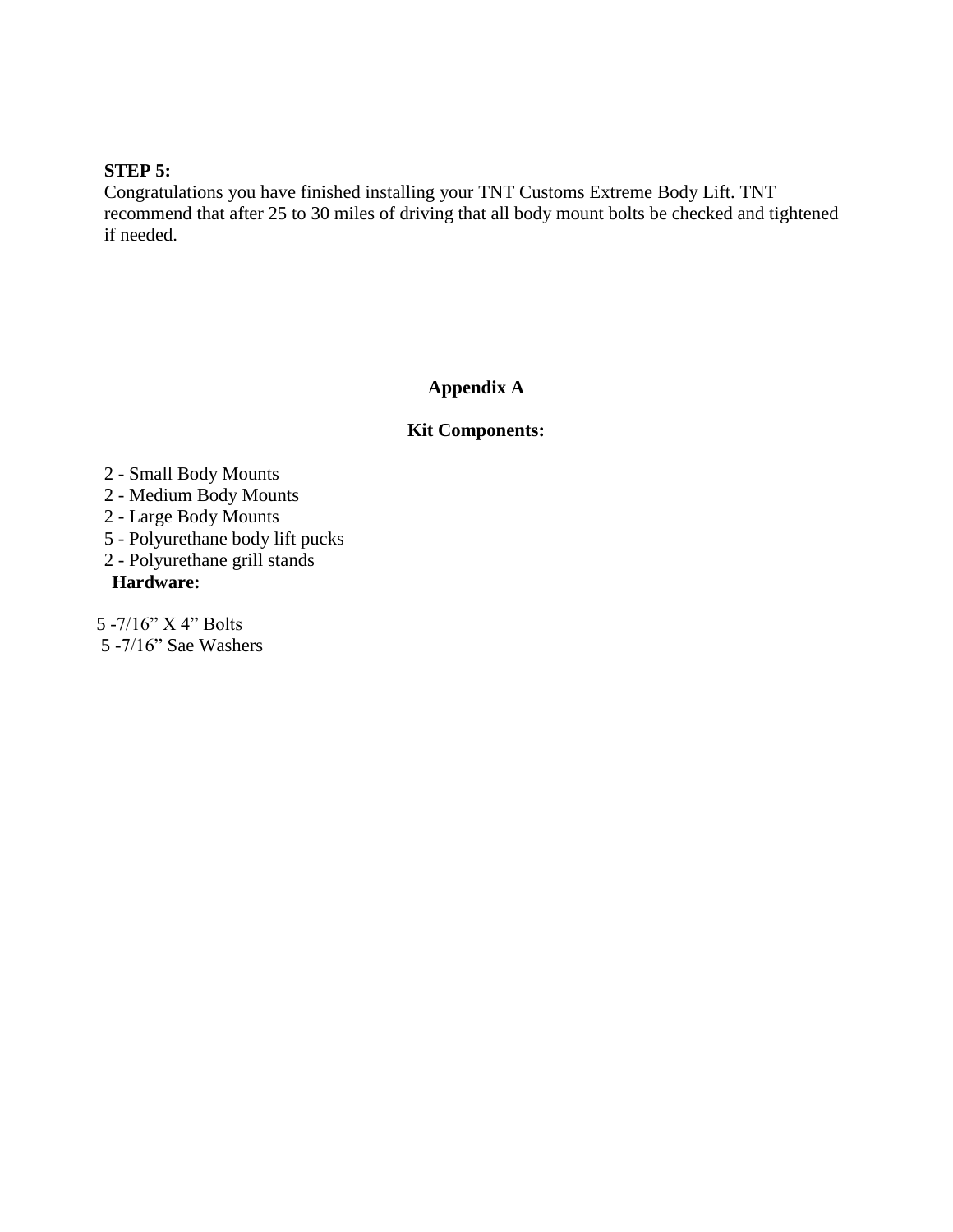**STEP 5:**

Congratulations you have finished installing your TNT Customs Extreme Body Lift. TNT recommend that after 25 to 30 miles of driving that all body mount bolts be checked and tightened if needed.

## Appendix A

### Kit Components:

2 - Small Body Mounts
2 - Medium Body Mounts
2 - Large Body Mounts
5 - Polyurethane body lift pucks
2 - Polyurethane grill stands

**Hardware:**

5 -7/16" X 4" Bolts
5 -7/16" Sae Washers